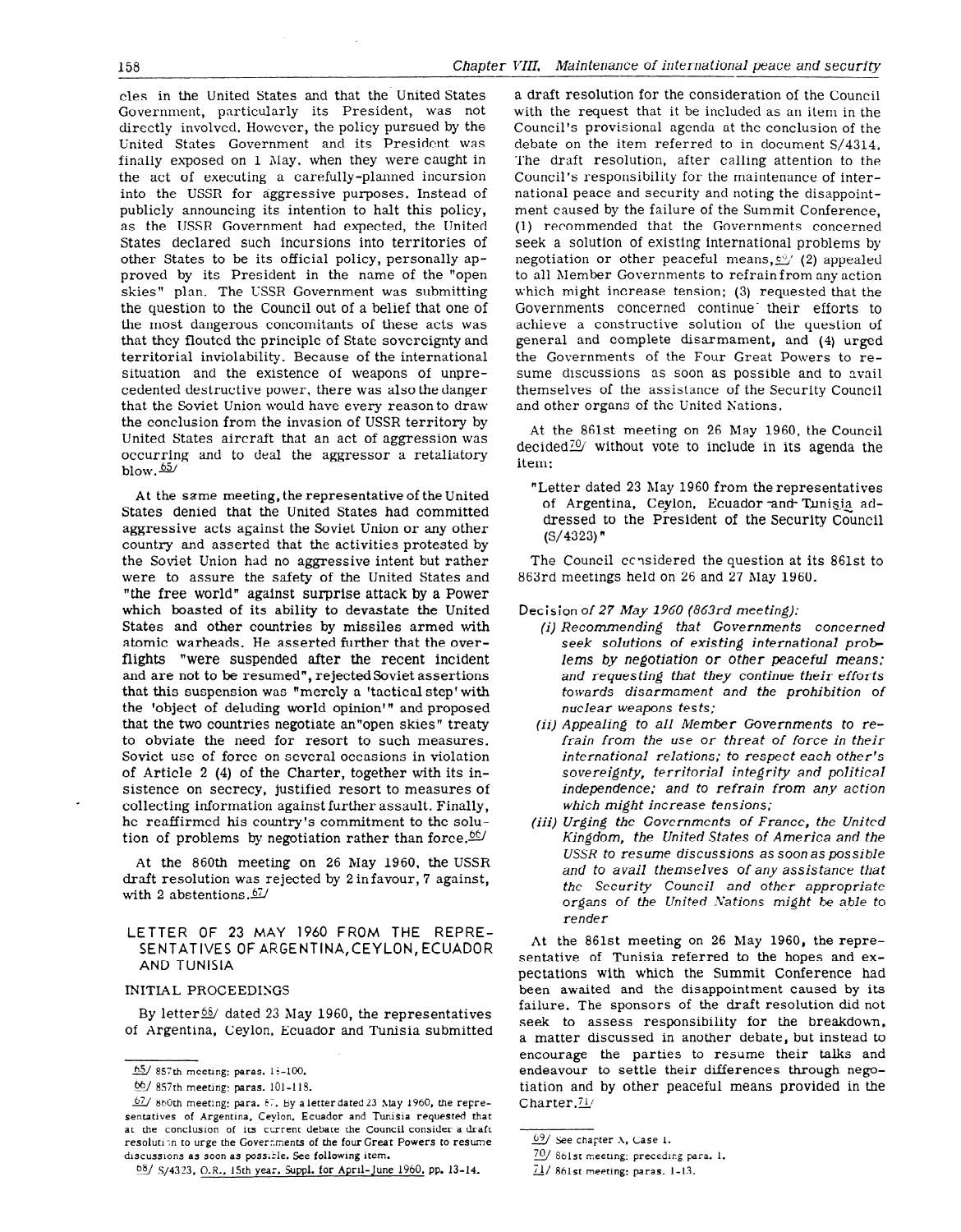cles in the United States and that the United States Government, particularly its President, was not directly involved. However, the policy pursued by the United States Government and its President was finally exposed on 1 May, when they were caught in the act of executing a carefully-planned incursion into the USSR for aggressive purposes. Instead of publicly announcing its intention to halt this policy, as the USSR Government had expected, the United States declared such incursions into territories of other States to be its official policy, personally approved by its President in the name of the "open skies" plan. The USSR Government was submitting the question to the Council out of a belief that one of the most dangerous concomitants of these acts was that they flouted the principle of State sovereignty and territorial inviolability. Because of the international situation and the existence of weapons of unprecedented destructive power, there was also the danger that the Soviet Union would have every reason to draw the conclusion from the invasion of USSR territory by United States aircraft that an act of aggression was occurring and to deal the aggressor a retaliatory blow.[65]

At the same meeting, the representative of the United States denied that the United States had committed aggressive acts against the Soviet Union or any other country and asserted that the activities protested by the Soviet Union had no aggressive intent but rather were to assure the safety of the United States and "the free world" against surprise attack by a Power which boasted of its ability to devastate the United States and other countries by missiles armed with atomic warheads. He asserted further that the overflights "were suspended after the recent incident and are not to be resumed", rejected Soviet assertions that this suspension was "merely a 'tactical step' with the 'object of deluding world opinion'" and proposed that the two countries negotiate an "open skies" treaty to obviate the need for resort to such measures. Soviet use of force on several occasions in violation of Article 2 (4) of the Charter, together with its insistence on secrecy, justified resort to measures of collecting information against further assault. Finally, he reaffirmed his country's commitment to the solution of problems by negotiation rather than force.[66]

At the 860th meeting on 26 May 1960, the USSR draft resolution was rejected by 2 in favour, 7 against, with 2 abstentions.[67]

## LETTER OF 23 MAY 1960 FROM THE REPRESENTATIVES OF ARGENTINA, CEYLON, ECUADOR AND TUNISIA

### INITIAL PROCEEDINGS

By letter[68] dated 23 May 1960, the representatives of Argentina, Ceylon, Ecuador and Tunisia submitted a draft resolution for the consideration of the Council with the request that it be included as an item in the Council's provisional agenda at the conclusion of the debate on the item referred to in document S/4314. The draft resolution, after calling attention to the Council's responsibility for the maintenance of international peace and security and noting the disappointment caused by the failure of the Summit Conference, (1) recommended that the Governments concerned seek a solution of existing international problems by negotiation or other peaceful means,[69] (2) appealed to all Member Governments to refrain from any action which might increase tension; (3) requested that the Governments concerned continue their efforts to achieve a constructive solution of the question of general and complete disarmament, and (4) urged the Governments of the Four Great Powers to resume discussions as soon as possible and to avail themselves of the assistance of the Security Council and other organs of the United Nations.

At the 861st meeting on 26 May 1960, the Council decided[70] without vote to include in its agenda the item:

"Letter dated 23 May 1960 from the representatives of Argentina, Ceylon, Ecuador and Tunisia addressed to the President of the Security Council (S/4323)"

The Council considered the question at its 861st to 863rd meetings held on 26 and 27 May 1960.

Decision *of 27 May 1960 (863rd meeting):*

- *(i) Recommending that Governments concerned seek solutions of existing international problems by negotiation or other peaceful means; and requesting that they continue their efforts towards disarmament and the prohibition of nuclear weapons tests;*
- *(ii) Appealing to all Member Governments to refrain from the use or threat of force in their international relations; to respect each other's sovereignty, territorial integrity and political independence; and to refrain from any action which might increase tensions;*
- *(iii) Urging the Governments of France, the United Kingdom, the United States of America and the USSR to resume discussions as soon as possible and to avail themselves of any assistance that the Security Council and other appropriate organs of the United Nations might be able to render*

At the 861st meeting on 26 May 1960, the representative of Tunisia referred to the hopes and expectations with which the Summit Conference had been awaited and the disappointment caused by its failure. The sponsors of the draft resolution did not seek to assess responsibility for the breakdown, a matter discussed in another debate, but instead to encourage the parties to resume their talks and endeavour to settle their differences through negotiation and by other peaceful means provided in the Charter.[71]

---

[65] 857th meeting: paras. 1-100.

[66] 857th meeting: paras. 101-118.

[67] 860th meeting: para. 67. By a letter dated 23 May 1960, the representatives of Argentina, Ceylon, Ecuador and Tunisia requested that at the conclusion of its current debate the Council consider a draft resolution to urge the Governments of the four Great Powers to resume discussions as soon as possible. See following item.

[68] S/4323, O.R., 15th year, Suppl. for April-June 1960, pp. 13-14.

[69] See chapter X, Case 1.

[70] 861st meeting: preceding para. 1.

[71] 861st meeting: paras. 1-13.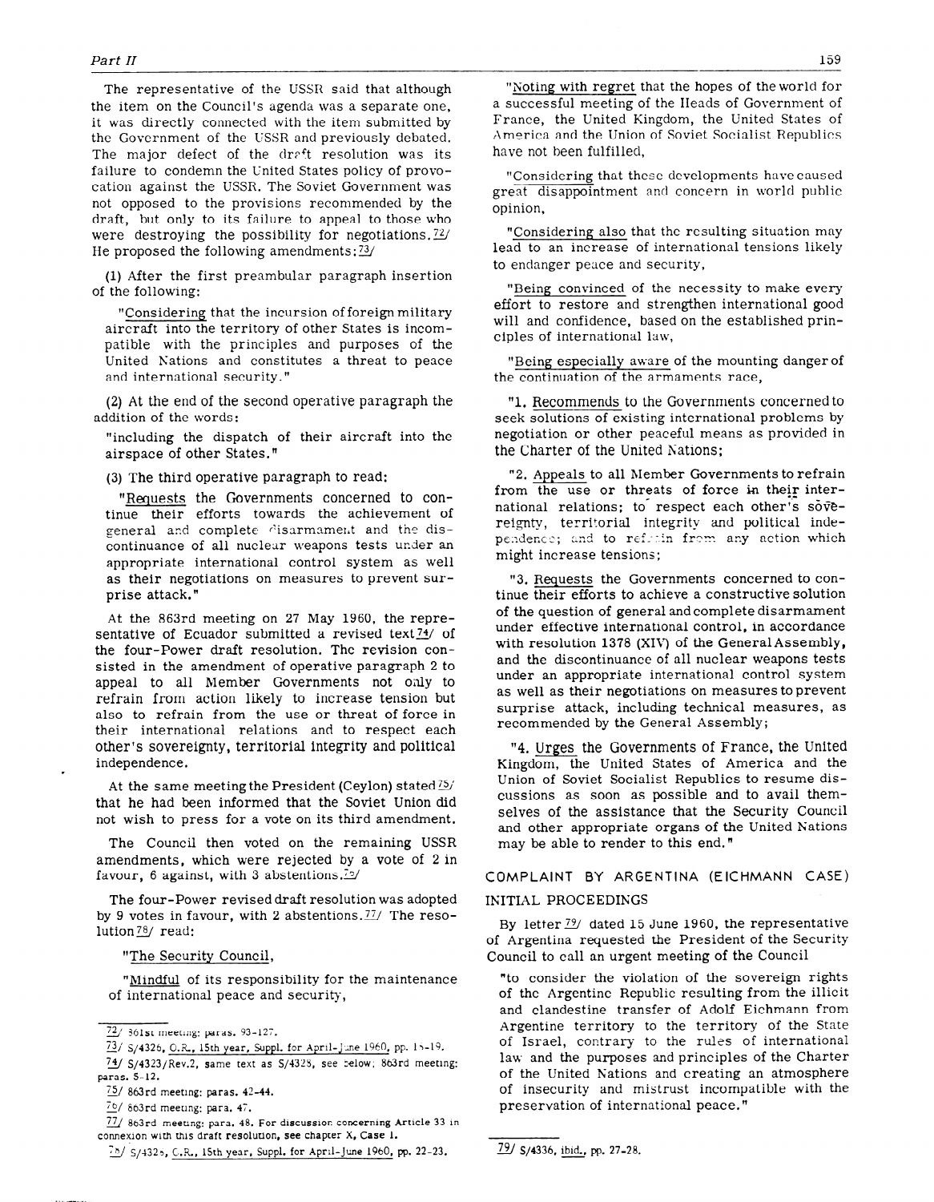The representative of the USSR said that although the item on the Council's agenda was a separate one, it was directly connected with the item submitted by the Government of the USSR and previously debated. The major defect of the draft resolution was its failure to condemn the United States policy of provocation against the USSR. The Soviet Government was not opposed to the provisions recommended by the draft, but only to its failure to appeal to those who were destroying the possibility for negotiations.[72] He proposed the following amendments:[73]

(1) After the first preambular paragraph insertion of the following:

"Considering that the incursion of foreign military aircraft into the territory of other States is incompatible with the principles and purposes of the United Nations and constitutes a threat to peace and international security."

(2) At the end of the second operative paragraph the addition of the words:

"including the dispatch of their aircraft into the airspace of other States."

(3) The third operative paragraph to read:

"Requests the Governments concerned to continue their efforts towards the achievement of general and complete disarmament and the discontinuance of all nuclear weapons tests under an appropriate international control system as well as their negotiations on measures to prevent surprise attack."

At the 863rd meeting on 27 May 1960, the representative of Ecuador submitted a revised text[74] of the four-Power draft resolution. The revision consisted in the amendment of operative paragraph 2 to appeal to all Member Governments not only to refrain from action likely to increase tension but also to refrain from the use or threat of force in their international relations and to respect each other's sovereignty, territorial integrity and political independence.

At the same meeting the President (Ceylon) stated[75] that he had been informed that the Soviet Union did not wish to press for a vote on its third amendment.

The Council then voted on the remaining USSR amendments, which were rejected by a vote of 2 in favour, 6 against, with 3 abstentions.[76]

The four-Power revised draft resolution was adopted by 9 votes in favour, with 2 abstentions.[77] The resolution[78] read:

"The Security Council,

"Mindful of its responsibility for the maintenance of international peace and security,

"Noting with regret that the hopes of the world for a successful meeting of the Heads of Government of France, the United Kingdom, the United States of America and the Union of Soviet Socialist Republics have not been fulfilled,

"Considering that these developments have caused great disappointment and concern in world public opinion,

"Considering also that the resulting situation may lead to an increase of international tensions likely to endanger peace and security,

"Being convinced of the necessity to make every effort to restore and strengthen international good will and confidence, based on the established principles of international law,

"Being especially aware of the mounting danger of the continuation of the armaments race,

"1. Recommends to the Governments concerned to seek solutions of existing international problems by negotiation or other peaceful means as provided in the Charter of the United Nations;

"2. Appeals to all Member Governments to refrain from the use or threats of force in their international relations; to respect each other's sovereignty, territorial integrity and political independence; and to refrain from any action which might increase tensions;

"3. Requests the Governments concerned to continue their efforts to achieve a constructive solution of the question of general and complete disarmament under effective international control, in accordance with resolution 1378 (XIV) of the General Assembly, and the discontinuance of all nuclear weapons tests under an appropriate international control system as well as their negotiations on measures to prevent surprise attack, including technical measures, as recommended by the General Assembly;

"4. Urges the Governments of France, the United Kingdom, the United States of America and the Union of Soviet Socialist Republics to resume discussions as soon as possible and to avail themselves of the assistance that the Security Council and other appropriate organs of the United Nations may be able to render to this end."

## COMPLAINT BY ARGENTINA (EICHMANN CASE)

### INITIAL PROCEEDINGS

By letter[79] dated 15 June 1960, the representative of Argentina requested the President of the Security Council to call an urgent meeting of the Council

"to consider the violation of the sovereign rights of the Argentine Republic resulting from the illicit and clandestine transfer of Adolf Eichmann from Argentine territory to the territory of the State of Israel, contrary to the rules of international law and the purposes and principles of the Charter of the United Nations and creating an atmosphere of insecurity and mistrust incompatible with the preservation of international peace."

---

[72] 861st meeting: paras. 93-127.

[73] S/4326, O.R., 15th year, Suppl. for April-June 1960, pp. 15-19.

[74] S/4323/Rev.2, same text as S/4328, see below; 863rd meeting: paras. 5-12.

[75] 863rd meeting: paras. 42-44.

[76] 863rd meeting: para. 47.

[77] 863rd meeting: para. 48. For discussion concerning Article 33 in connexion with this draft resolution, see chapter X, Case 1.

[78] S/4328, O.R., 15th year, Suppl. for April-June 1960, pp. 22-23.

[79] S/4336, ibid., pp. 27-28.